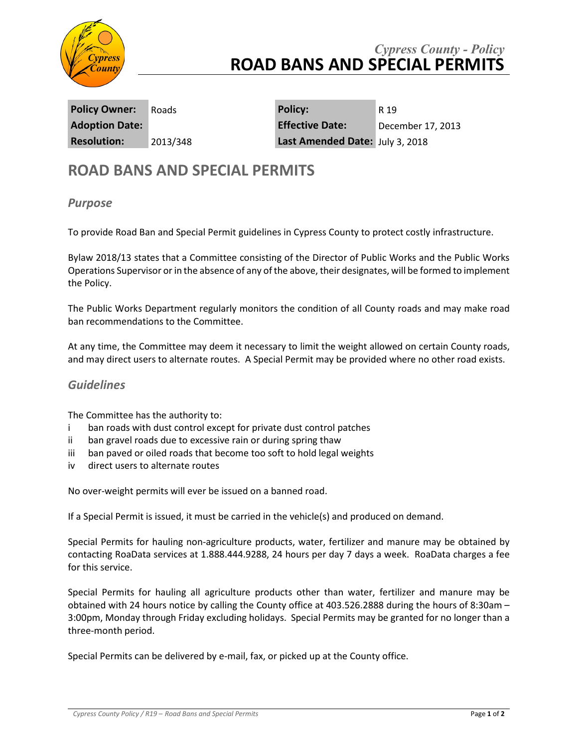*Cypress County - Policy*

# ROAD BANS AND SPECIAL PERMITS

| Policy Owner: | Roads | Policy: | R 19 |
|---|---|---|---|
| Adoption Date: | | Effective Date: | December 17, 2013 |
| Resolution: | 2013/348 | Last Amended Date: | July 3, 2018 |

## ROAD BANS AND SPECIAL PERMITS

### *Purpose*

To provide Road Ban and Special Permit guidelines in Cypress County to protect costly infrastructure.

Bylaw 2018/13 states that a Committee consisting of the Director of Public Works and the Public Works Operations Supervisor or in the absence of any of the above, their designates, will be formed to implement the Policy.

The Public Works Department regularly monitors the condition of all County roads and may make road ban recommendations to the Committee.

At any time, the Committee may deem it necessary to limit the weight allowed on certain County roads, and may direct users to alternate routes. A Special Permit may be provided where no other road exists.

### *Guidelines*

The Committee has the authority to:

- i ban roads with dust control except for private dust control patches
- ii ban gravel roads due to excessive rain or during spring thaw
- iii ban paved or oiled roads that become too soft to hold legal weights
- iv direct users to alternate routes

No over-weight permits will ever be issued on a banned road.

If a Special Permit is issued, it must be carried in the vehicle(s) and produced on demand.

Special Permits for hauling non-agriculture products, water, fertilizer and manure may be obtained by contacting RoaData services at 1.888.444.9288, 24 hours per day 7 days a week. RoaData charges a fee for this service.

Special Permits for hauling all agriculture products other than water, fertilizer and manure may be obtained with 24 hours notice by calling the County office at 403.526.2888 during the hours of 8:30am – 3:00pm, Monday through Friday excluding holidays. Special Permits may be granted for no longer than a three-month period.

Special Permits can be delivered by e-mail, fax, or picked up at the County office.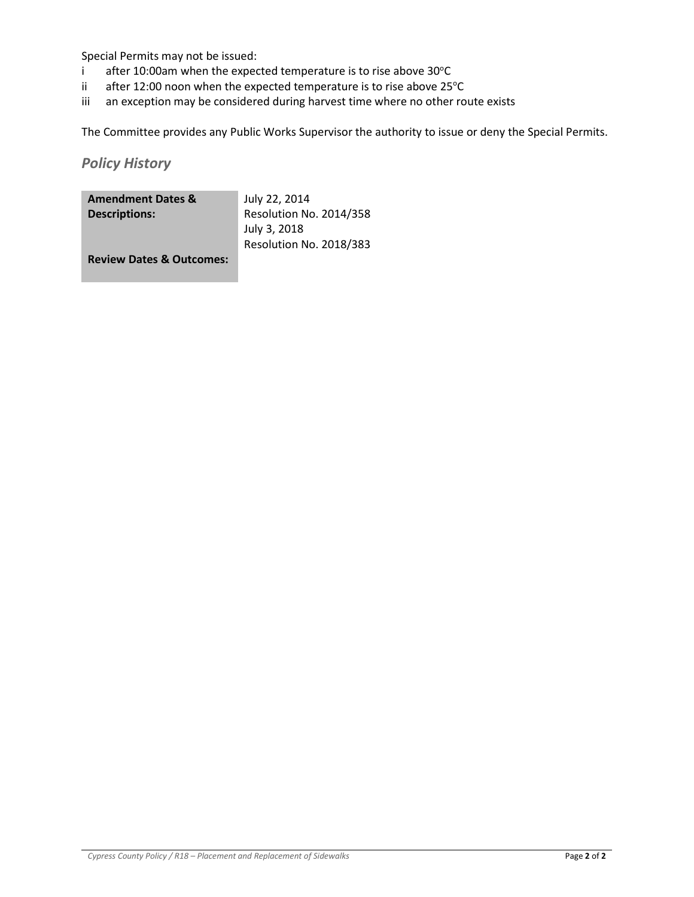Special Permits may not be issued:

i after 10:00am when the expected temperature is to rise above 30°C
ii after 12:00 noon when the expected temperature is to rise above 25°C
iii an exception may be considered during harvest time where no other route exists

The Committee provides any Public Works Supervisor the authority to issue or deny the Special Permits.

## *Policy History*

| | |
|---|---|
| **Amendment Dates & Descriptions:** | July 22, 2014<br>Resolution No. 2014/358<br>July 3, 2018<br>Resolution No. 2018/383 |
| **Review Dates & Outcomes:** | |